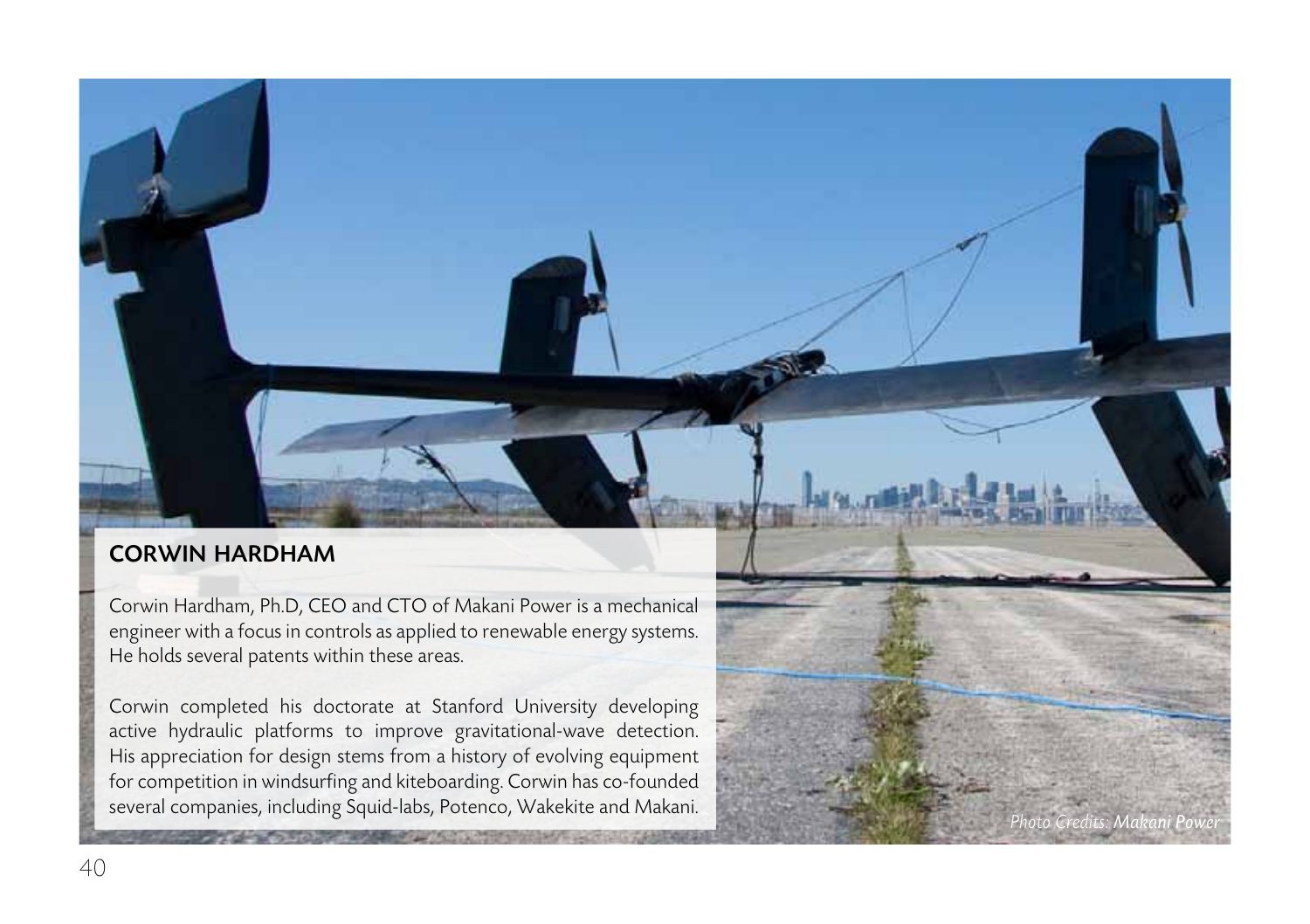## CORWIN HARDHAM

Corwin Hardham, Ph.D, CEO and CTO of Makani Power is a mechanical engineer with a focus in controls as applied to renewable energy systems. He holds several patents within these areas.

Corwin completed his doctorate at Stanford University developing active hydraulic platforms to improve gravitational-wave detection. His appreciation for design stems from a history of evolving equipment for competition in windsurfing and kiteboarding. Corwin has co-founded several companies, including Squid-labs, Potenco, Wakekite and Makani.

*Photo Credits: Makani Power*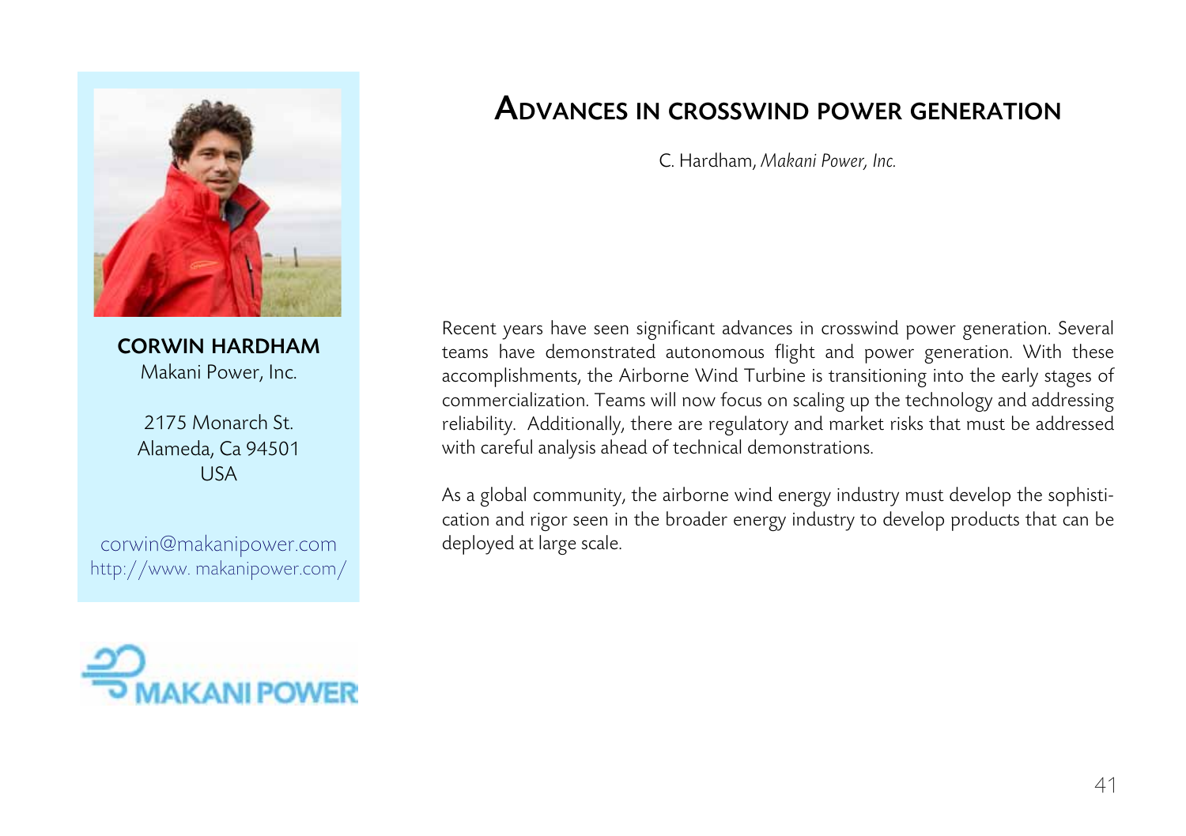**CORWIN HARDHAM**
Makani Power, Inc.

2175 Monarch St.
Alameda, Ca 94501
USA

corwin@makanipower.com
http://www. makanipower.com/

# Advances in crosswind power generation

C. Hardham, *Makani Power, Inc.*

Recent years have seen significant advances in crosswind power generation. Several teams have demonstrated autonomous flight and power generation. With these accomplishments, the Airborne Wind Turbine is transitioning into the early stages of commercialization. Teams will now focus on scaling up the technology and addressing reliability. Additionally, there are regulatory and market risks that must be addressed with careful analysis ahead of technical demonstrations.

As a global community, the airborne wind energy industry must develop the sophistication and rigor seen in the broader energy industry to develop products that can be deployed at large scale.